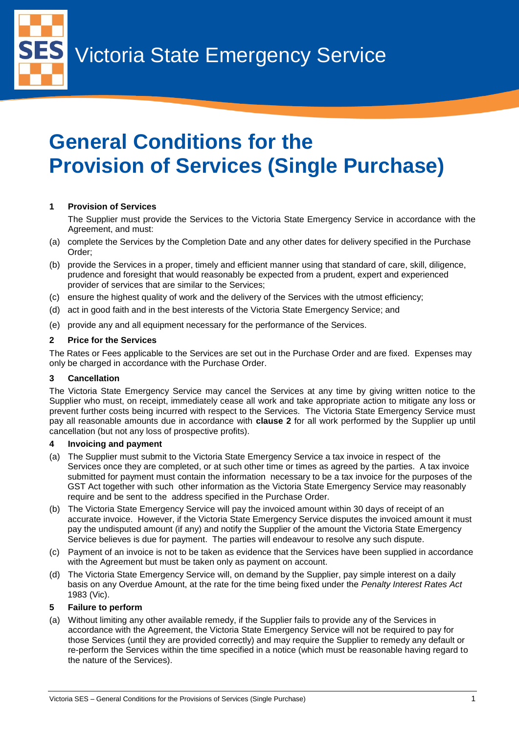Victoria State Emergency Service

# General Conditions for the Provision of Services (Single Purchase)

### 1 Provision of Services

The Supplier must provide the Services to the Victoria State Emergency Service in accordance with the Agreement, and must:

(a) complete the Services by the Completion Date and any other dates for delivery specified in the Purchase Order;

(b) provide the Services in a proper, timely and efficient manner using that standard of care, skill, diligence, prudence and foresight that would reasonably be expected from a prudent, expert and experienced provider of services that are similar to the Services;

(c) ensure the highest quality of work and the delivery of the Services with the utmost efficiency;

(d) act in good faith and in the best interests of the Victoria State Emergency Service; and

(e) provide any and all equipment necessary for the performance of the Services.

### 2 Price for the Services

The Rates or Fees applicable to the Services are set out in the Purchase Order and are fixed. Expenses may only be charged in accordance with the Purchase Order.

### 3 Cancellation

The Victoria State Emergency Service may cancel the Services at any time by giving written notice to the Supplier who must, on receipt, immediately cease all work and take appropriate action to mitigate any loss or prevent further costs being incurred with respect to the Services. The Victoria State Emergency Service must pay all reasonable amounts due in accordance with **clause 2** for all work performed by the Supplier up until cancellation (but not any loss of prospective profits).

### 4 Invoicing and payment

(a) The Supplier must submit to the Victoria State Emergency Service a tax invoice in respect of the Services once they are completed, or at such other time or times as agreed by the parties. A tax invoice submitted for payment must contain the information necessary to be a tax invoice for the purposes of the GST Act together with such other information as the Victoria State Emergency Service may reasonably require and be sent to the address specified in the Purchase Order.

(b) The Victoria State Emergency Service will pay the invoiced amount within 30 days of receipt of an accurate invoice. However, if the Victoria State Emergency Service disputes the invoiced amount it must pay the undisputed amount (if any) and notify the Supplier of the amount the Victoria State Emergency Service believes is due for payment. The parties will endeavour to resolve any such dispute.

(c) Payment of an invoice is not to be taken as evidence that the Services have been supplied in accordance with the Agreement but must be taken only as payment on account.

(d) The Victoria State Emergency Service will, on demand by the Supplier, pay simple interest on a daily basis on any Overdue Amount, at the rate for the time being fixed under the *Penalty Interest Rates Act* 1983 (Vic).

### 5 Failure to perform

(a) Without limiting any other available remedy, if the Supplier fails to provide any of the Services in accordance with the Agreement, the Victoria State Emergency Service will not be required to pay for those Services (until they are provided correctly) and may require the Supplier to remedy any default or re-perform the Services within the time specified in a notice (which must be reasonable having regard to the nature of the Services).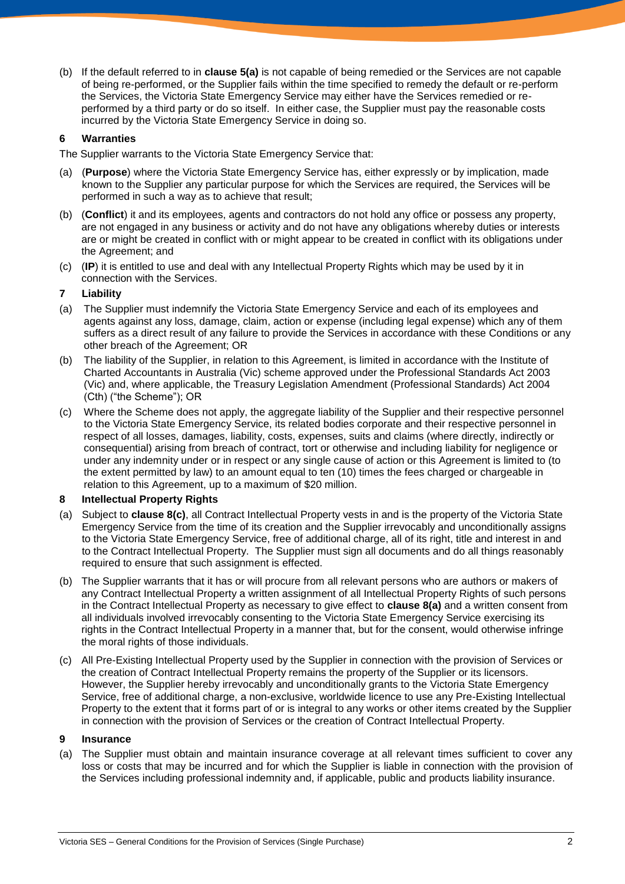(b) If the default referred to in **clause 5(a)** is not capable of being remedied or the Services are not capable of being re-performed, or the Supplier fails within the time specified to remedy the default or re-perform the Services, the Victoria State Emergency Service may either have the Services remedied or re-performed by a third party or do so itself. In either case, the Supplier must pay the reasonable costs incurred by the Victoria State Emergency Service in doing so.

## 6 Warranties

The Supplier warrants to the Victoria State Emergency Service that:

(a) (**Purpose**) where the Victoria State Emergency Service has, either expressly or by implication, made known to the Supplier any particular purpose for which the Services are required, the Services will be performed in such a way as to achieve that result;

(b) (**Conflict**) it and its employees, agents and contractors do not hold any office or possess any property, are not engaged in any business or activity and do not have any obligations whereby duties or interests are or might be created in conflict with or might appear to be created in conflict with its obligations under the Agreement; and

(c) (**IP**) it is entitled to use and deal with any Intellectual Property Rights which may be used by it in connection with the Services.

## 7 Liability

(a) The Supplier must indemnify the Victoria State Emergency Service and each of its employees and agents against any loss, damage, claim, action or expense (including legal expense) which any of them suffers as a direct result of any failure to provide the Services in accordance with these Conditions or any other breach of the Agreement; OR

(b) The liability of the Supplier, in relation to this Agreement, is limited in accordance with the Institute of Charted Accountants in Australia (Vic) scheme approved under the Professional Standards Act 2003 (Vic) and, where applicable, the Treasury Legislation Amendment (Professional Standards) Act 2004 (Cth) ("the Scheme"); OR

(c) Where the Scheme does not apply, the aggregate liability of the Supplier and their respective personnel to the Victoria State Emergency Service, its related bodies corporate and their respective personnel in respect of all losses, damages, liability, costs, expenses, suits and claims (where directly, indirectly or consequential) arising from breach of contract, tort or otherwise and including liability for negligence or under any indemnity under or in respect of any single cause of action or this Agreement is limited to (to the extent permitted by law) to an amount equal to ten (10) times the fees charged or chargeable in relation to this Agreement, up to a maximum of $20 million.

## 8 Intellectual Property Rights

(a) Subject to **clause 8(c)**, all Contract Intellectual Property vests in and is the property of the Victoria State Emergency Service from the time of its creation and the Supplier irrevocably and unconditionally assigns to the Victoria State Emergency Service, free of additional charge, all of its right, title and interest in and to the Contract Intellectual Property. The Supplier must sign all documents and do all things reasonably required to ensure that such assignment is effected.

(b) The Supplier warrants that it has or will procure from all relevant persons who are authors or makers of any Contract Intellectual Property a written assignment of all Intellectual Property Rights of such persons in the Contract Intellectual Property as necessary to give effect to **clause 8(a)** and a written consent from all individuals involved irrevocably consenting to the Victoria State Emergency Service exercising its rights in the Contract Intellectual Property in a manner that, but for the consent, would otherwise infringe the moral rights of those individuals.

(c) All Pre-Existing Intellectual Property used by the Supplier in connection with the provision of Services or the creation of Contract Intellectual Property remains the property of the Supplier or its licensors. However, the Supplier hereby irrevocably and unconditionally grants to the Victoria State Emergency Service, free of additional charge, a non-exclusive, worldwide licence to use any Pre-Existing Intellectual Property to the extent that it forms part of or is integral to any works or other items created by the Supplier in connection with the provision of Services or the creation of Contract Intellectual Property.

## 9 Insurance

(a) The Supplier must obtain and maintain insurance coverage at all relevant times sufficient to cover any loss or costs that may be incurred and for which the Supplier is liable in connection with the provision of the Services including professional indemnity and, if applicable, public and products liability insurance.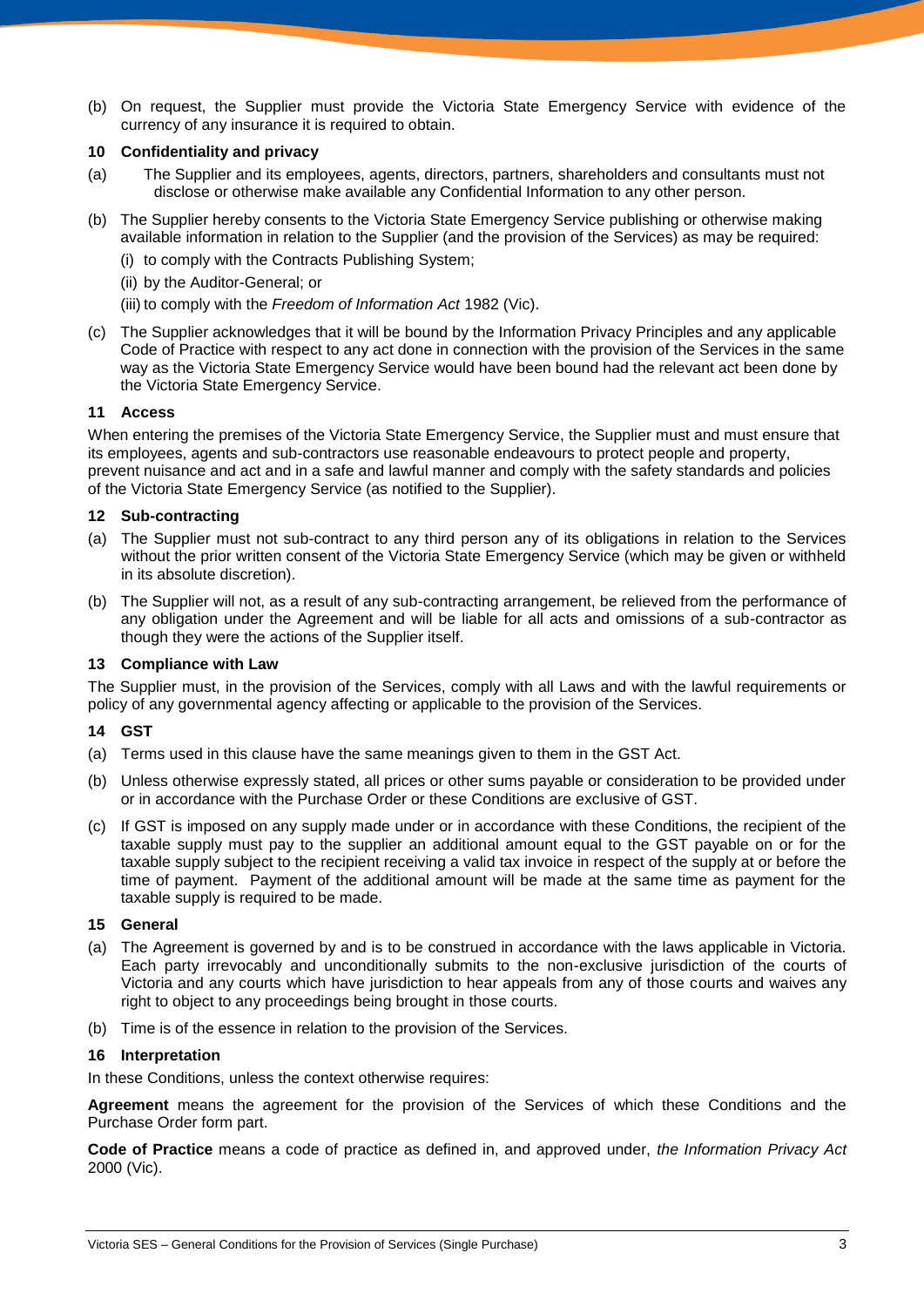(b) On request, the Supplier must provide the Victoria State Emergency Service with evidence of the currency of any insurance it is required to obtain.

### 10 Confidentiality and privacy

(a) The Supplier and its employees, agents, directors, partners, shareholders and consultants must not disclose or otherwise make available any Confidential Information to any other person.

(b) The Supplier hereby consents to the Victoria State Emergency Service publishing or otherwise making available information in relation to the Supplier (and the provision of the Services) as may be required:

(i) to comply with the Contracts Publishing System;

(ii) by the Auditor-General; or

(iii) to comply with the *Freedom of Information Act* 1982 (Vic).

(c) The Supplier acknowledges that it will be bound by the Information Privacy Principles and any applicable Code of Practice with respect to any act done in connection with the provision of the Services in the same way as the Victoria State Emergency Service would have been bound had the relevant act been done by the Victoria State Emergency Service.

### 11 Access

When entering the premises of the Victoria State Emergency Service, the Supplier must and must ensure that its employees, agents and sub-contractors use reasonable endeavours to protect people and property, prevent nuisance and act and in a safe and lawful manner and comply with the safety standards and policies of the Victoria State Emergency Service (as notified to the Supplier).

### 12 Sub-contracting

(a) The Supplier must not sub-contract to any third person any of its obligations in relation to the Services without the prior written consent of the Victoria State Emergency Service (which may be given or withheld in its absolute discretion).

(b) The Supplier will not, as a result of any sub-contracting arrangement, be relieved from the performance of any obligation under the Agreement and will be liable for all acts and omissions of a sub-contractor as though they were the actions of the Supplier itself.

### 13 Compliance with Law

The Supplier must, in the provision of the Services, comply with all Laws and with the lawful requirements or policy of any governmental agency affecting or applicable to the provision of the Services.

### 14 GST

(a) Terms used in this clause have the same meanings given to them in the GST Act.

(b) Unless otherwise expressly stated, all prices or other sums payable or consideration to be provided under or in accordance with the Purchase Order or these Conditions are exclusive of GST.

(c) If GST is imposed on any supply made under or in accordance with these Conditions, the recipient of the taxable supply must pay to the supplier an additional amount equal to the GST payable on or for the taxable supply subject to the recipient receiving a valid tax invoice in respect of the supply at or before the time of payment. Payment of the additional amount will be made at the same time as payment for the taxable supply is required to be made.

### 15 General

(a) The Agreement is governed by and is to be construed in accordance with the laws applicable in Victoria. Each party irrevocably and unconditionally submits to the non-exclusive jurisdiction of the courts of Victoria and any courts which have jurisdiction to hear appeals from any of those courts and waives any right to object to any proceedings being brought in those courts.

(b) Time is of the essence in relation to the provision of the Services.

### 16 Interpretation

In these Conditions, unless the context otherwise requires:

**Agreement** means the agreement for the provision of the Services of which these Conditions and the Purchase Order form part.

**Code of Practice** means a code of practice as defined in, and approved under, *the Information Privacy Act* 2000 (Vic).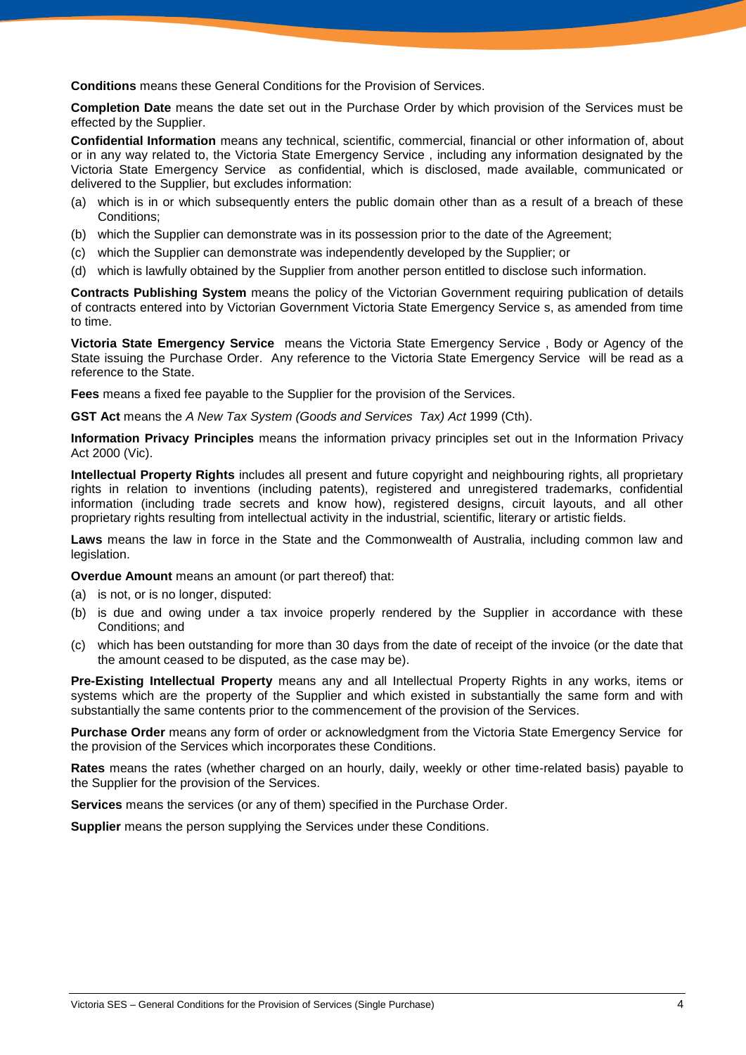**Conditions** means these General Conditions for the Provision of Services.

**Completion Date** means the date set out in the Purchase Order by which provision of the Services must be effected by the Supplier.

**Confidential Information** means any technical, scientific, commercial, financial or other information of, about or in any way related to, the Victoria State Emergency Service , including any information designated by the Victoria State Emergency Service as confidential, which is disclosed, made available, communicated or delivered to the Supplier, but excludes information:

(a) which is in or which subsequently enters the public domain other than as a result of a breach of these Conditions;

(b) which the Supplier can demonstrate was in its possession prior to the date of the Agreement;

(c) which the Supplier can demonstrate was independently developed by the Supplier; or

(d) which is lawfully obtained by the Supplier from another person entitled to disclose such information.

**Contracts Publishing System** means the policy of the Victorian Government requiring publication of details of contracts entered into by Victorian Government Victoria State Emergency Service s, as amended from time to time.

**Victoria State Emergency Service** means the Victoria State Emergency Service , Body or Agency of the State issuing the Purchase Order. Any reference to the Victoria State Emergency Service will be read as a reference to the State.

**Fees** means a fixed fee payable to the Supplier for the provision of the Services.

**GST Act** means the *A New Tax System (Goods and Services Tax) Act* 1999 (Cth).

**Information Privacy Principles** means the information privacy principles set out in the Information Privacy Act 2000 (Vic).

**Intellectual Property Rights** includes all present and future copyright and neighbouring rights, all proprietary rights in relation to inventions (including patents), registered and unregistered trademarks, confidential information (including trade secrets and know how), registered designs, circuit layouts, and all other proprietary rights resulting from intellectual activity in the industrial, scientific, literary or artistic fields.

**Laws** means the law in force in the State and the Commonwealth of Australia, including common law and legislation.

**Overdue Amount** means an amount (or part thereof) that:

(a) is not, or is no longer, disputed:

(b) is due and owing under a tax invoice properly rendered by the Supplier in accordance with these Conditions; and

(c) which has been outstanding for more than 30 days from the date of receipt of the invoice (or the date that the amount ceased to be disputed, as the case may be).

**Pre-Existing Intellectual Property** means any and all Intellectual Property Rights in any works, items or systems which are the property of the Supplier and which existed in substantially the same form and with substantially the same contents prior to the commencement of the provision of the Services.

**Purchase Order** means any form of order or acknowledgment from the Victoria State Emergency Service for the provision of the Services which incorporates these Conditions.

**Rates** means the rates (whether charged on an hourly, daily, weekly or other time-related basis) payable to the Supplier for the provision of the Services.

**Services** means the services (or any of them) specified in the Purchase Order.

**Supplier** means the person supplying the Services under these Conditions.